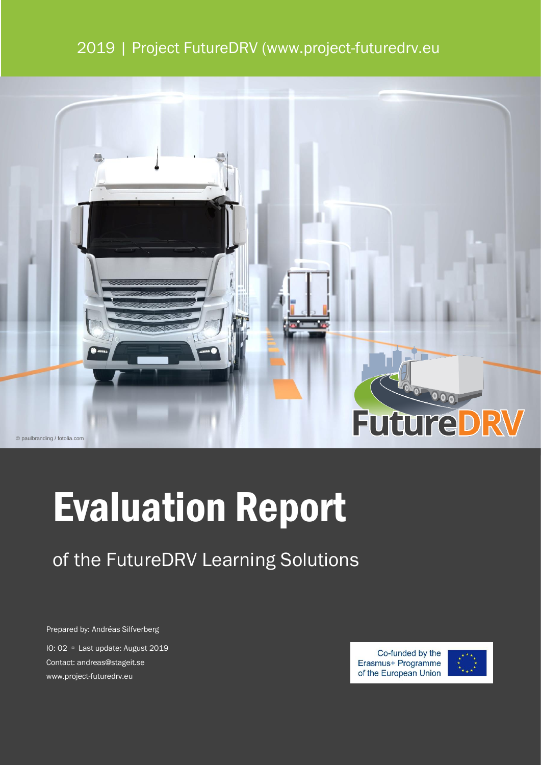2019 | Project FutureDRV (www.project-futuredrv.eu

© paulbranding / fotolia.com

FutureDRV

# Evaluation Report

## of the FutureDRV Learning Solutions

Prepared by: Andréas Silfverberg

IO: 02 ▫ Last update: August 2019

Contact: andreas@stageit.se

www.project-futuredrv.eu

Co-funded by the Erasmus+ Programme of the European Union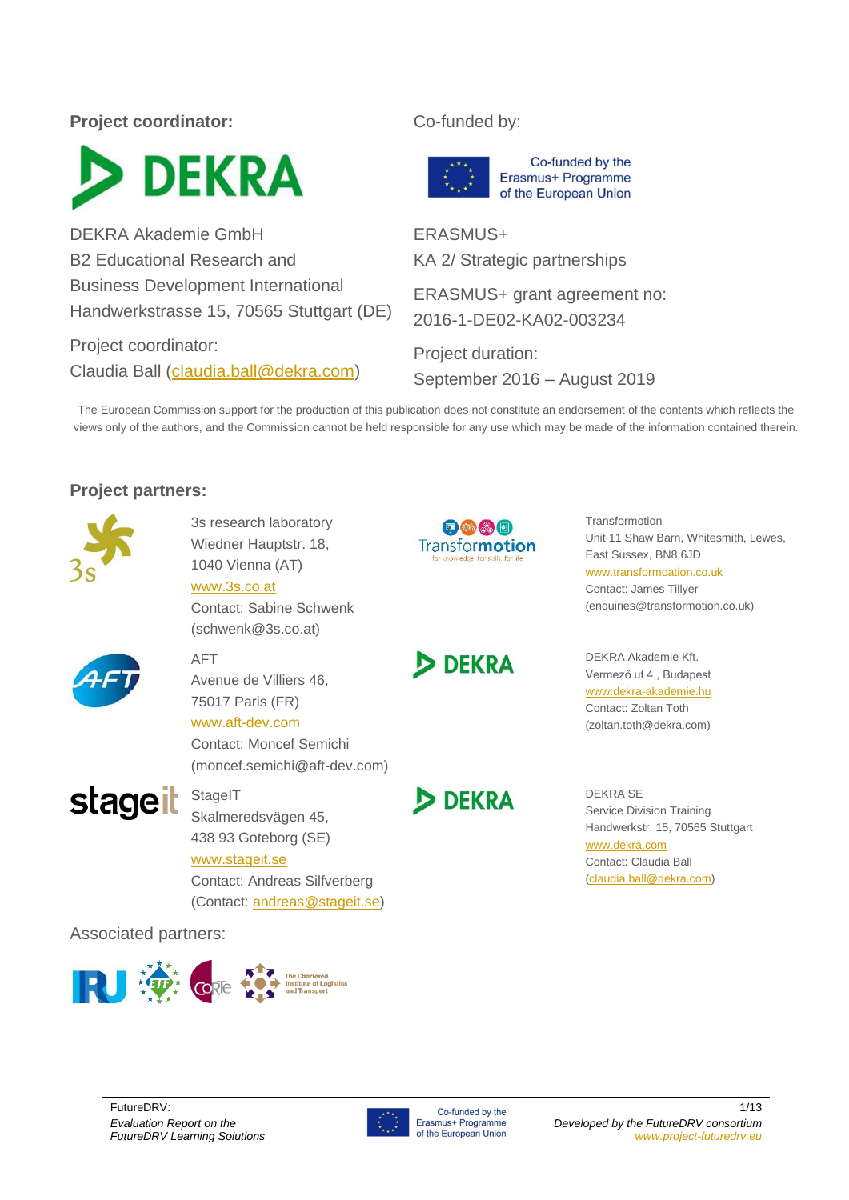**Project coordinator:**

DEKRA Akademie GmbH
B2 Educational Research and
Business Development International
Handwerkstrasse 15, 70565 Stuttgart (DE)

Project coordinator:
Claudia Ball (claudia.ball@dekra.com)

Co-funded by:

Co-funded by the Erasmus+ Programme of the European Union

ERASMUS+
KA 2/ Strategic partnerships

ERASMUS+ grant agreement no:
2016-1-DE02-KA02-003234

Project duration:
September 2016 – August 2019

The European Commission support for the production of this publication does not constitute an endorsement of the contents which reflects the views only of the authors, and the Commission cannot be held responsible for any use which may be made of the information contained therein.

**Project partners:**

3s research laboratory
Wiedner Hauptstr. 18,
1040 Vienna (AT)
www.3s.co.at
Contact: Sabine Schwenk
(schwenk@3s.co.at)

AFT
Avenue de Villiers 46,
75017 Paris (FR)
www.aft-dev.com
Contact: Moncef Semichi
(moncef.semichi@aft-dev.com)

StageIT
Skalmeredsvägen 45,
438 93 Goteborg (SE)
www.stageit.se
Contact: Andreas Silfverberg
(Contact: andreas@stageit.se)

Transformotion
Unit 11 Shaw Barn, Whitesmith, Lewes,
East Sussex, BN8 6JD
www.transformoation.co.uk
Contact: James Tillyer
(enquiries@transformotion.co.uk)

DEKRA Akademie Kft.
Vermező ut 4., Budapest
www.dekra-akademie.hu
Contact: Zoltan Toth
(zoltan.toth@dekra.com)

DEKRA SE
Service Division Training
Handwerkstr. 15, 70565 Stuttgart
www.dekra.com
Contact: Claudia Ball
(claudia.ball@dekra.com)

Associated partners: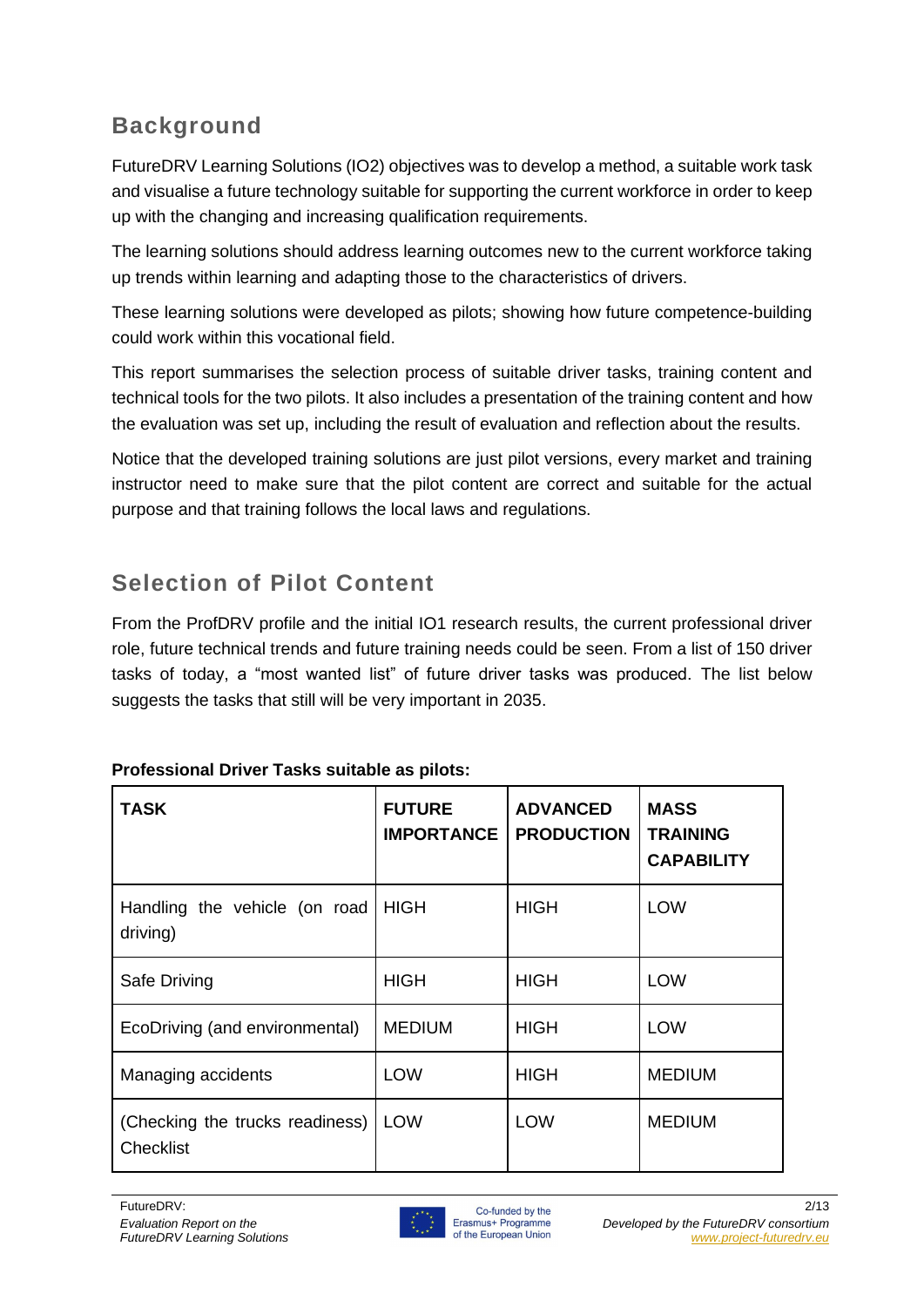## Background

FutureDRV Learning Solutions (IO2) objectives was to develop a method, a suitable work task and visualise a future technology suitable for supporting the current workforce in order to keep up with the changing and increasing qualification requirements.

The learning solutions should address learning outcomes new to the current workforce taking up trends within learning and adapting those to the characteristics of drivers.

These learning solutions were developed as pilots; showing how future competence-building could work within this vocational field.

This report summarises the selection process of suitable driver tasks, training content and technical tools for the two pilots. It also includes a presentation of the training content and how the evaluation was set up, including the result of evaluation and reflection about the results.

Notice that the developed training solutions are just pilot versions, every market and training instructor need to make sure that the pilot content are correct and suitable for the actual purpose and that training follows the local laws and regulations.

## Selection of Pilot Content

From the ProfDRV profile and the initial IO1 research results, the current professional driver role, future technical trends and future training needs could be seen. From a list of 150 driver tasks of today, a "most wanted list" of future driver tasks was produced. The list below suggests the tasks that still will be very important in 2035.

**Professional Driver Tasks suitable as pilots:**

| TASK | FUTURE IMPORTANCE | ADVANCED PRODUCTION | MASS TRAINING CAPABILITY |
|---|---|---|---|
| Handling the vehicle (on road driving) | HIGH | HIGH | LOW |
| Safe Driving | HIGH | HIGH | LOW |
| EcoDriving (and environmental) | MEDIUM | HIGH | LOW |
| Managing accidents | LOW | HIGH | MEDIUM |
| (Checking the trucks readiness) Checklist | LOW | LOW | MEDIUM |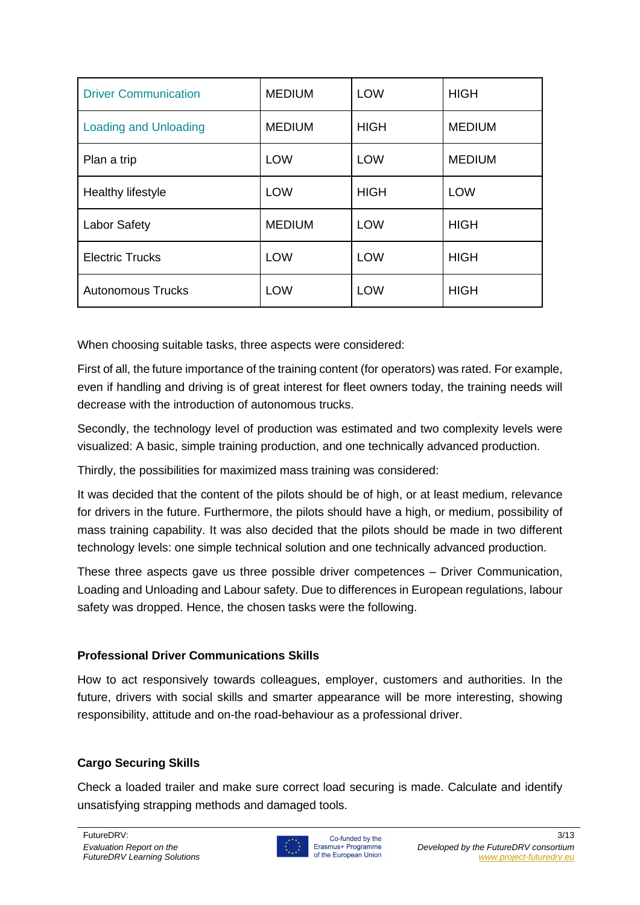| | | | |
|---|---|---|---|
| Driver Communication | MEDIUM | LOW | HIGH |
| Loading and Unloading | MEDIUM | HIGH | MEDIUM |
| Plan a trip | LOW | LOW | MEDIUM |
| Healthy lifestyle | LOW | HIGH | LOW |
| Labor Safety | MEDIUM | LOW | HIGH |
| Electric Trucks | LOW | LOW | HIGH |
| Autonomous Trucks | LOW | LOW | HIGH |

When choosing suitable tasks, three aspects were considered:

First of all, the future importance of the training content (for operators) was rated. For example, even if handling and driving is of great interest for fleet owners today, the training needs will decrease with the introduction of autonomous trucks.

Secondly, the technology level of production was estimated and two complexity levels were visualized: A basic, simple training production, and one technically advanced production.

Thirdly, the possibilities for maximized mass training was considered:

It was decided that the content of the pilots should be of high, or at least medium, relevance for drivers in the future. Furthermore, the pilots should have a high, or medium, possibility of mass training capability. It was also decided that the pilots should be made in two different technology levels: one simple technical solution and one technically advanced production.

These three aspects gave us three possible driver competences – Driver Communication, Loading and Unloading and Labour safety. Due to differences in European regulations, labour safety was dropped. Hence, the chosen tasks were the following.

**Professional Driver Communications Skills**

How to act responsively towards colleagues, employer, customers and authorities. In the future, drivers with social skills and smarter appearance will be more interesting, showing responsibility, attitude and on-the road-behaviour as a professional driver.

**Cargo Securing Skills**

Check a loaded trailer and make sure correct load securing is made. Calculate and identify unsatisfying strapping methods and damaged tools.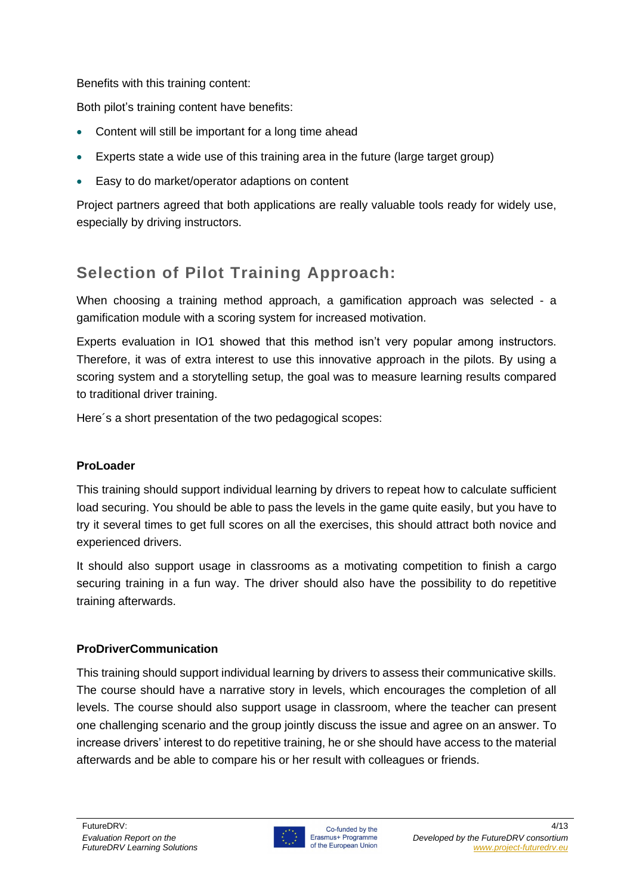Benefits with this training content:

Both pilot's training content have benefits:

- Content will still be important for a long time ahead
- Experts state a wide use of this training area in the future (large target group)
- Easy to do market/operator adaptions on content

Project partners agreed that both applications are really valuable tools ready for widely use, especially by driving instructors.

## Selection of Pilot Training Approach:

When choosing a training method approach, a gamification approach was selected - a gamification module with a scoring system for increased motivation.

Experts evaluation in IO1 showed that this method isn't very popular among instructors. Therefore, it was of extra interest to use this innovative approach in the pilots. By using a scoring system and a storytelling setup, the goal was to measure learning results compared to traditional driver training.

Here´s a short presentation of the two pedagogical scopes:

**ProLoader**

This training should support individual learning by drivers to repeat how to calculate sufficient load securing. You should be able to pass the levels in the game quite easily, but you have to try it several times to get full scores on all the exercises, this should attract both novice and experienced drivers.

It should also support usage in classrooms as a motivating competition to finish a cargo securing training in a fun way. The driver should also have the possibility to do repetitive training afterwards.

**ProDriverCommunication**

This training should support individual learning by drivers to assess their communicative skills. The course should have a narrative story in levels, which encourages the completion of all levels. The course should also support usage in classroom, where the teacher can present one challenging scenario and the group jointly discuss the issue and agree on an answer. To increase drivers' interest to do repetitive training, he or she should have access to the material afterwards and be able to compare his or her result with colleagues or friends.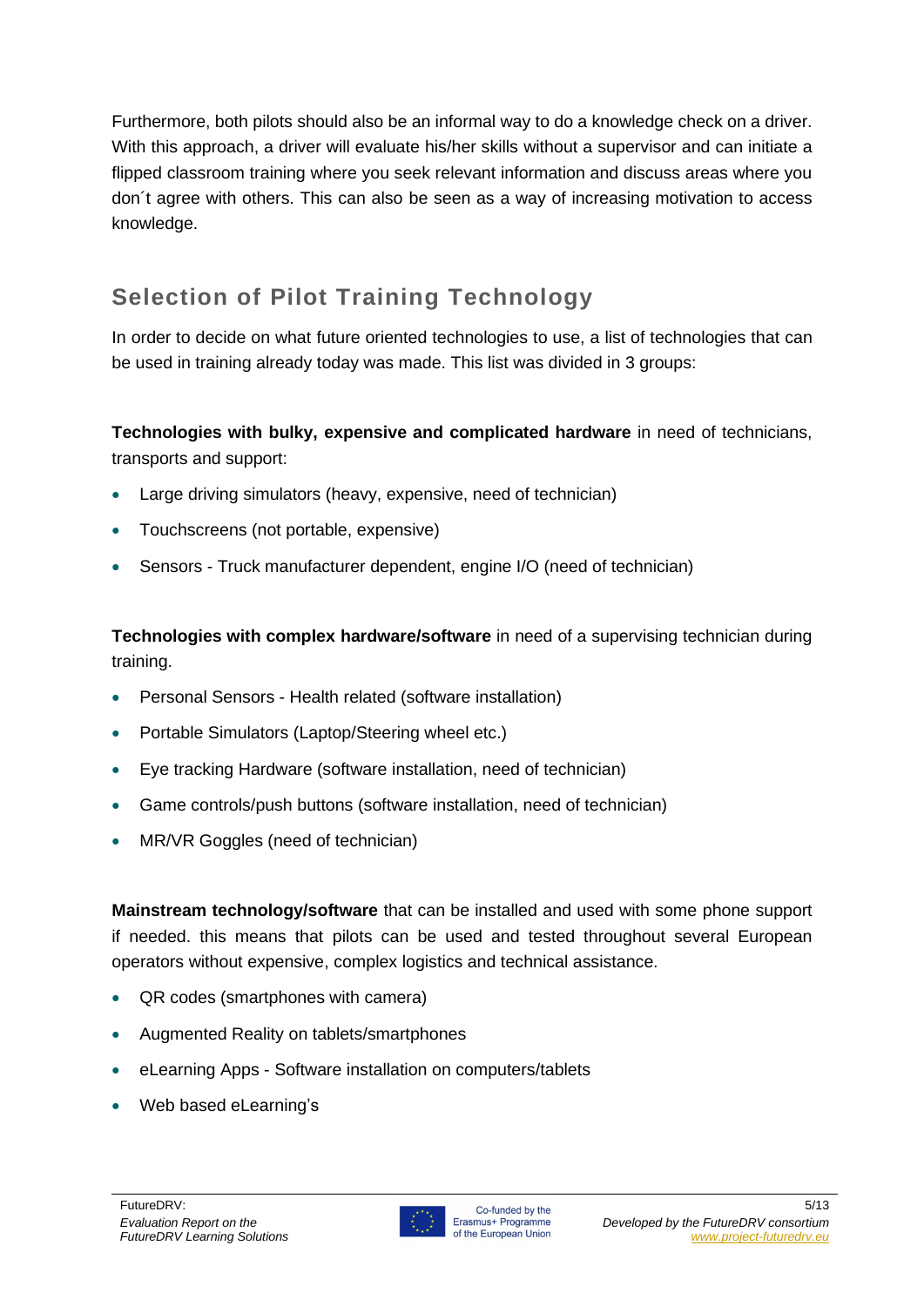Furthermore, both pilots should also be an informal way to do a knowledge check on a driver. With this approach, a driver will evaluate his/her skills without a supervisor and can initiate a flipped classroom training where you seek relevant information and discuss areas where you don´t agree with others. This can also be seen as a way of increasing motivation to access knowledge.

## Selection of Pilot Training Technology

In order to decide on what future oriented technologies to use, a list of technologies that can be used in training already today was made. This list was divided in 3 groups:

**Technologies with bulky, expensive and complicated hardware** in need of technicians, transports and support:

- Large driving simulators (heavy, expensive, need of technician)
- Touchscreens (not portable, expensive)
- Sensors - Truck manufacturer dependent, engine I/O (need of technician)

**Technologies with complex hardware/software** in need of a supervising technician during training.

- Personal Sensors - Health related (software installation)
- Portable Simulators (Laptop/Steering wheel etc.)
- Eye tracking Hardware (software installation, need of technician)
- Game controls/push buttons (software installation, need of technician)
- MR/VR Goggles (need of technician)

**Mainstream technology/software** that can be installed and used with some phone support if needed. this means that pilots can be used and tested throughout several European operators without expensive, complex logistics and technical assistance.

- QR codes (smartphones with camera)
- Augmented Reality on tablets/smartphones
- eLearning Apps - Software installation on computers/tablets
- Web based eLearning's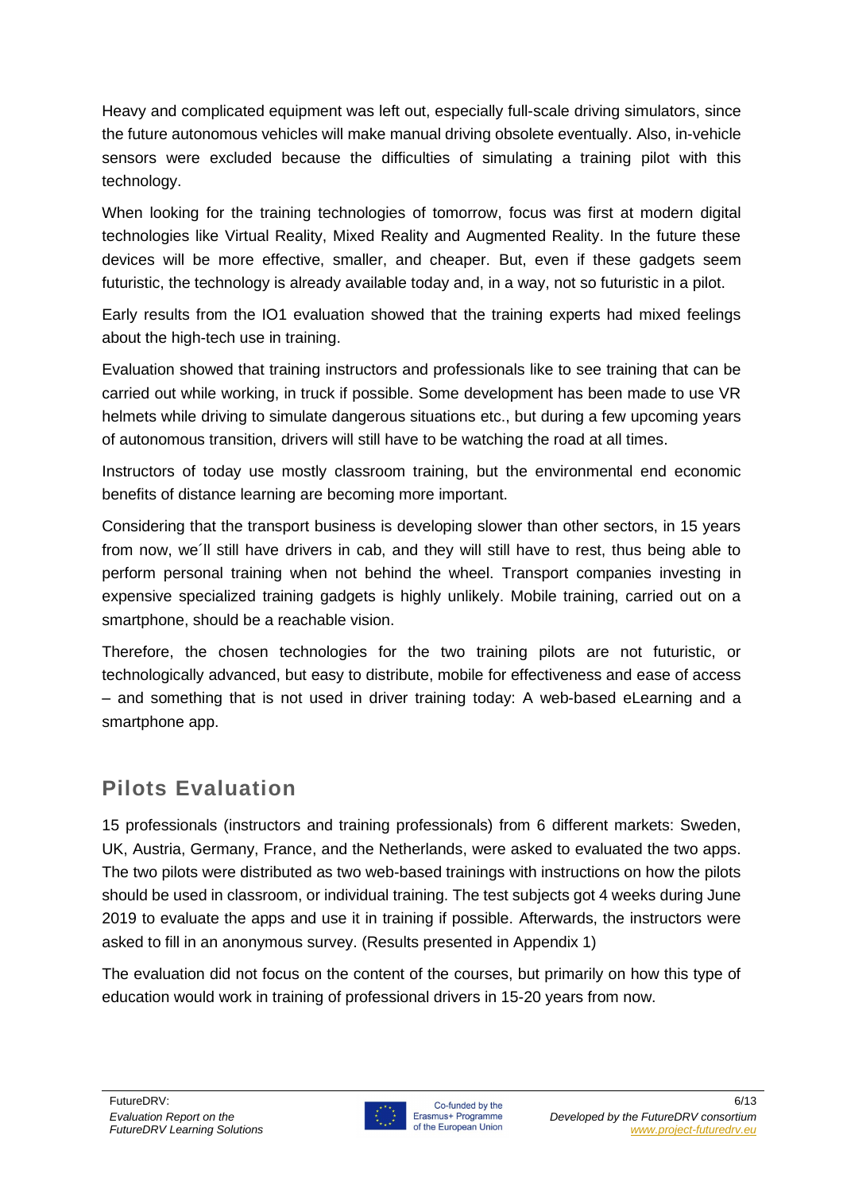Heavy and complicated equipment was left out, especially full-scale driving simulators, since the future autonomous vehicles will make manual driving obsolete eventually. Also, in-vehicle sensors were excluded because the difficulties of simulating a training pilot with this technology.

When looking for the training technologies of tomorrow, focus was first at modern digital technologies like Virtual Reality, Mixed Reality and Augmented Reality. In the future these devices will be more effective, smaller, and cheaper. But, even if these gadgets seem futuristic, the technology is already available today and, in a way, not so futuristic in a pilot.

Early results from the IO1 evaluation showed that the training experts had mixed feelings about the high-tech use in training.

Evaluation showed that training instructors and professionals like to see training that can be carried out while working, in truck if possible. Some development has been made to use VR helmets while driving to simulate dangerous situations etc., but during a few upcoming years of autonomous transition, drivers will still have to be watching the road at all times.

Instructors of today use mostly classroom training, but the environmental end economic benefits of distance learning are becoming more important.

Considering that the transport business is developing slower than other sectors, in 15 years from now, we´ll still have drivers in cab, and they will still have to rest, thus being able to perform personal training when not behind the wheel. Transport companies investing in expensive specialized training gadgets is highly unlikely. Mobile training, carried out on a smartphone, should be a reachable vision.

Therefore, the chosen technologies for the two training pilots are not futuristic, or technologically advanced, but easy to distribute, mobile for effectiveness and ease of access – and something that is not used in driver training today: A web-based eLearning and a smartphone app.

## Pilots Evaluation

15 professionals (instructors and training professionals) from 6 different markets: Sweden, UK, Austria, Germany, France, and the Netherlands, were asked to evaluated the two apps. The two pilots were distributed as two web-based trainings with instructions on how the pilots should be used in classroom, or individual training. The test subjects got 4 weeks during June 2019 to evaluate the apps and use it in training if possible. Afterwards, the instructors were asked to fill in an anonymous survey. (Results presented in Appendix 1)

The evaluation did not focus on the content of the courses, but primarily on how this type of education would work in training of professional drivers in 15-20 years from now.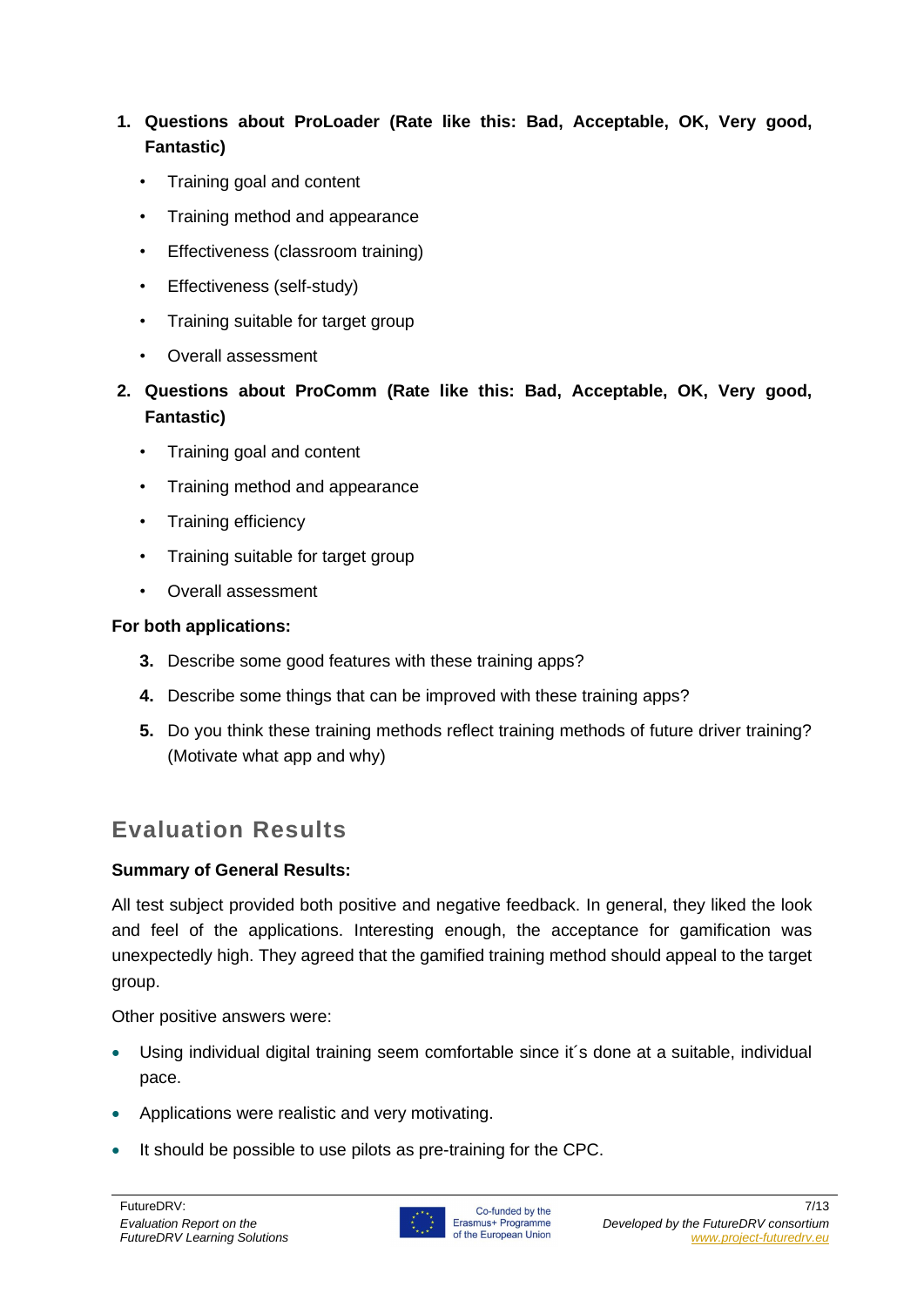1. **Questions about ProLoader (Rate like this: Bad, Acceptable, OK, Very good, Fantastic)**
   - Training goal and content
   - Training method and appearance
   - Effectiveness (classroom training)
   - Effectiveness (self-study)
   - Training suitable for target group
   - Overall assessment
2. **Questions about ProComm (Rate like this: Bad, Acceptable, OK, Very good, Fantastic)**
   - Training goal and content
   - Training method and appearance
   - Training efficiency
   - Training suitable for target group
   - Overall assessment

**For both applications:**

3. Describe some good features with these training apps?
4. Describe some things that can be improved with these training apps?
5. Do you think these training methods reflect training methods of future driver training? (Motivate what app and why)

## Evaluation Results

**Summary of General Results:**

All test subject provided both positive and negative feedback. In general, they liked the look and feel of the applications. Interesting enough, the acceptance for gamification was unexpectedly high. They agreed that the gamified training method should appeal to the target group.

Other positive answers were:

- Using individual digital training seem comfortable since it´s done at a suitable, individual pace.
- Applications were realistic and very motivating.
- It should be possible to use pilots as pre-training for the CPC.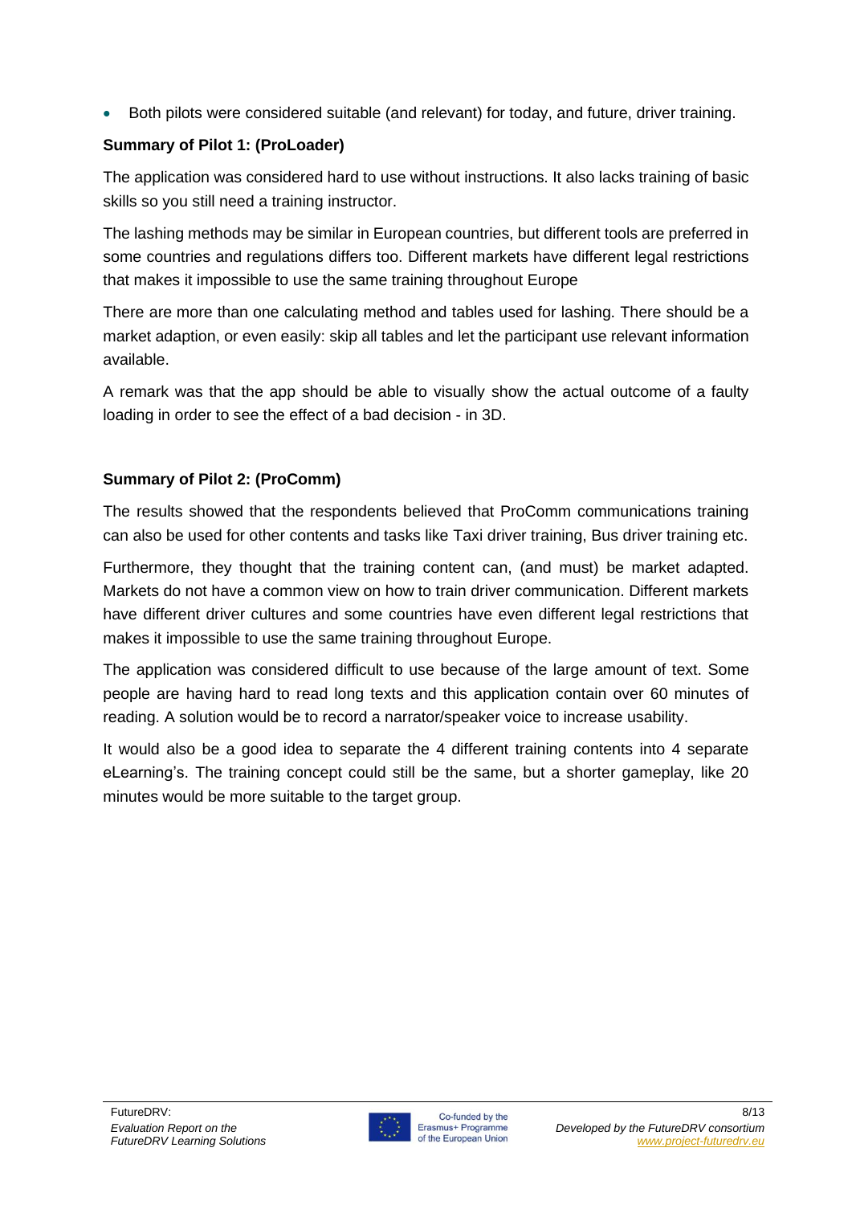- Both pilots were considered suitable (and relevant) for today, and future, driver training.

**Summary of Pilot 1: (ProLoader)**

The application was considered hard to use without instructions. It also lacks training of basic skills so you still need a training instructor.

The lashing methods may be similar in European countries, but different tools are preferred in some countries and regulations differs too. Different markets have different legal restrictions that makes it impossible to use the same training throughout Europe

There are more than one calculating method and tables used for lashing. There should be a market adaption, or even easily: skip all tables and let the participant use relevant information available.

A remark was that the app should be able to visually show the actual outcome of a faulty loading in order to see the effect of a bad decision - in 3D.

**Summary of Pilot 2: (ProComm)**

The results showed that the respondents believed that ProComm communications training can also be used for other contents and tasks like Taxi driver training, Bus driver training etc.

Furthermore, they thought that the training content can, (and must) be market adapted. Markets do not have a common view on how to train driver communication. Different markets have different driver cultures and some countries have even different legal restrictions that makes it impossible to use the same training throughout Europe.

The application was considered difficult to use because of the large amount of text. Some people are having hard to read long texts and this application contain over 60 minutes of reading. A solution would be to record a narrator/speaker voice to increase usability.

It would also be a good idea to separate the 4 different training contents into 4 separate eLearning's. The training concept could still be the same, but a shorter gameplay, like 20 minutes would be more suitable to the target group.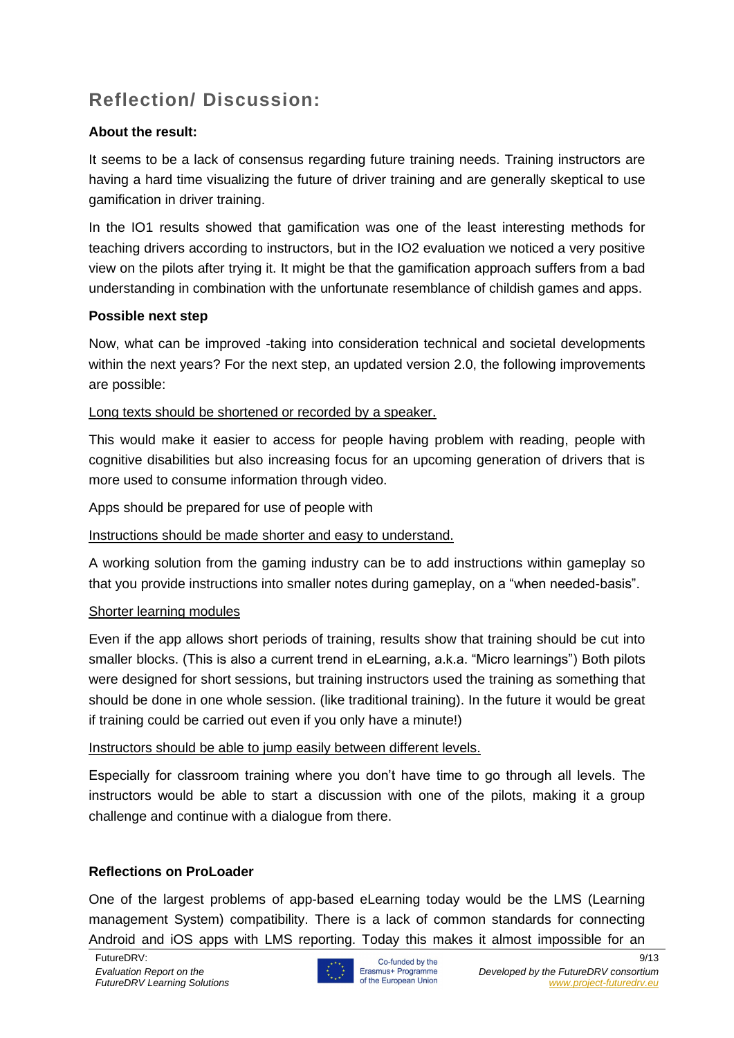## Reflection/ Discussion:

**About the result:**

It seems to be a lack of consensus regarding future training needs. Training instructors are having a hard time visualizing the future of driver training and are generally skeptical to use gamification in driver training.

In the IO1 results showed that gamification was one of the least interesting methods for teaching drivers according to instructors, but in the IO2 evaluation we noticed a very positive view on the pilots after trying it. It might be that the gamification approach suffers from a bad understanding in combination with the unfortunate resemblance of childish games and apps.

**Possible next step**

Now, what can be improved -taking into consideration technical and societal developments within the next years? For the next step, an updated version 2.0, the following improvements are possible:

<u>Long texts should be shortened or recorded by a speaker.</u>

This would make it easier to access for people having problem with reading, people with cognitive disabilities but also increasing focus for an upcoming generation of drivers that is more used to consume information through video.

Apps should be prepared for use of people with

<u>Instructions should be made shorter and easy to understand.</u>

A working solution from the gaming industry can be to add instructions within gameplay so that you provide instructions into smaller notes during gameplay, on a "when needed-basis".

<u>Shorter learning modules</u>

Even if the app allows short periods of training, results show that training should be cut into smaller blocks. (This is also a current trend in eLearning, a.k.a. "Micro learnings") Both pilots were designed for short sessions, but training instructors used the training as something that should be done in one whole session. (like traditional training). In the future it would be great if training could be carried out even if you only have a minute!)

<u>Instructors should be able to jump easily between different levels.</u>

Especially for classroom training where you don't have time to go through all levels. The instructors would be able to start a discussion with one of the pilots, making it a group challenge and continue with a dialogue from there.

**Reflections on ProLoader**

One of the largest problems of app-based eLearning today would be the LMS (Learning management System) compatibility. There is a lack of common standards for connecting Android and iOS apps with LMS reporting. Today this makes it almost impossible for an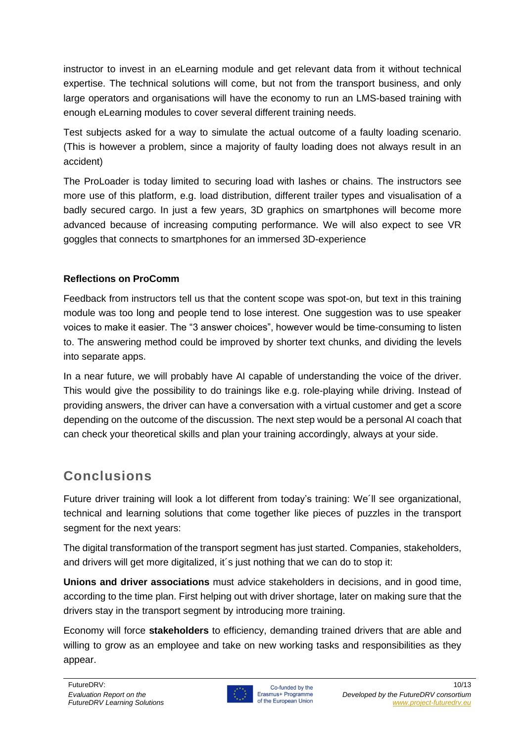instructor to invest in an eLearning module and get relevant data from it without technical expertise. The technical solutions will come, but not from the transport business, and only large operators and organisations will have the economy to run an LMS-based training with enough eLearning modules to cover several different training needs.

Test subjects asked for a way to simulate the actual outcome of a faulty loading scenario. (This is however a problem, since a majority of faulty loading does not always result in an accident)

The ProLoader is today limited to securing load with lashes or chains. The instructors see more use of this platform, e.g. load distribution, different trailer types and visualisation of a badly secured cargo. In just a few years, 3D graphics on smartphones will become more advanced because of increasing computing performance. We will also expect to see VR goggles that connects to smartphones for an immersed 3D-experience

**Reflections on ProComm**

Feedback from instructors tell us that the content scope was spot-on, but text in this training module was too long and people tend to lose interest. One suggestion was to use speaker voices to make it easier. The "3 answer choices", however would be time-consuming to listen to. The answering method could be improved by shorter text chunks, and dividing the levels into separate apps.

In a near future, we will probably have AI capable of understanding the voice of the driver. This would give the possibility to do trainings like e.g. role-playing while driving. Instead of providing answers, the driver can have a conversation with a virtual customer and get a score depending on the outcome of the discussion. The next step would be a personal AI coach that can check your theoretical skills and plan your training accordingly, always at your side.

## Conclusions

Future driver training will look a lot different from today's training: We´ll see organizational, technical and learning solutions that come together like pieces of puzzles in the transport segment for the next years:

The digital transformation of the transport segment has just started. Companies, stakeholders, and drivers will get more digitalized, it´s just nothing that we can do to stop it:

**Unions and driver associations** must advice stakeholders in decisions, and in good time, according to the time plan. First helping out with driver shortage, later on making sure that the drivers stay in the transport segment by introducing more training.

Economy will force **stakeholders** to efficiency, demanding trained drivers that are able and willing to grow as an employee and take on new working tasks and responsibilities as they appear.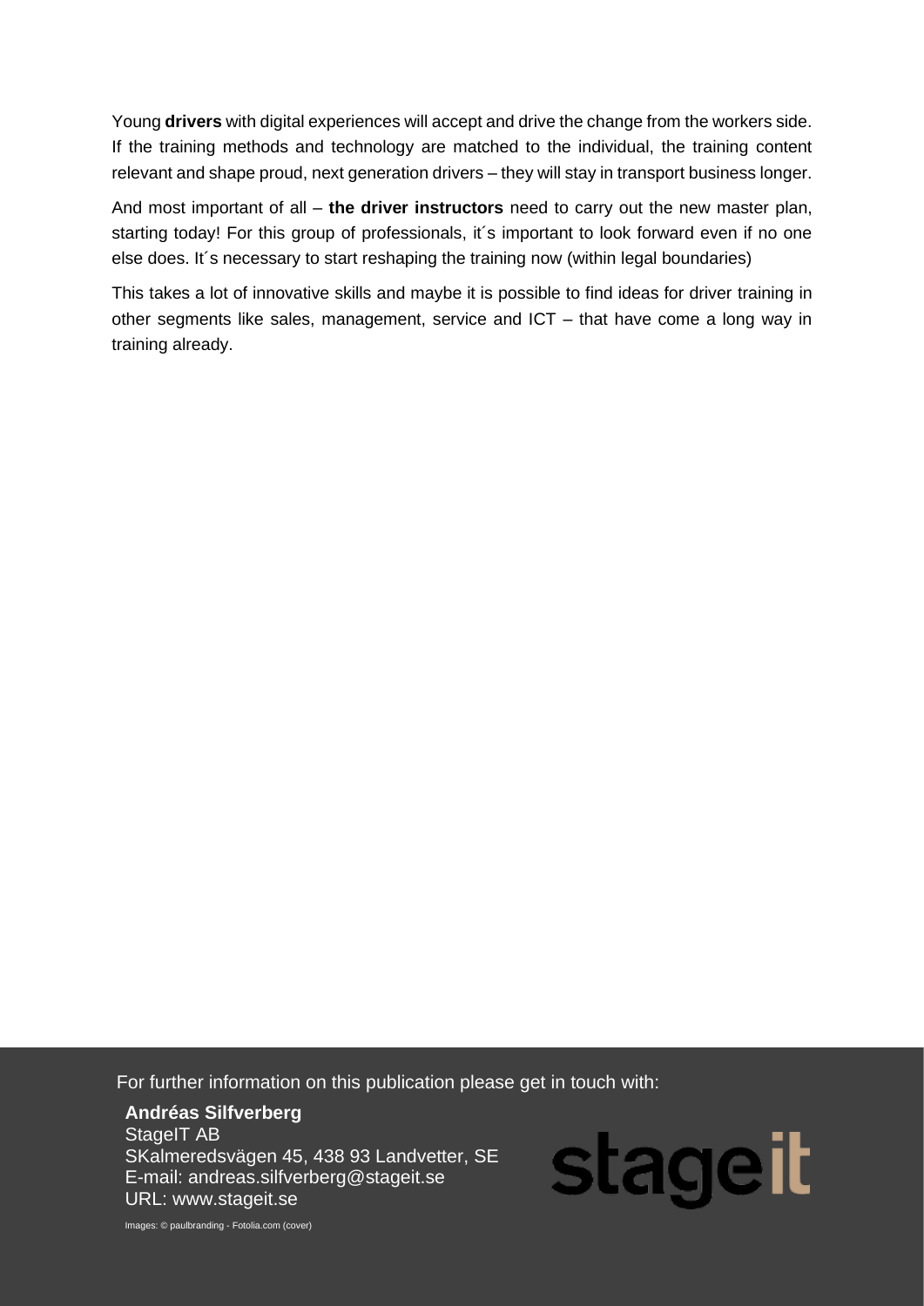Young **drivers** with digital experiences will accept and drive the change from the workers side. If the training methods and technology are matched to the individual, the training content relevant and shape proud, next generation drivers – they will stay in transport business longer.

And most important of all – **the driver instructors** need to carry out the new master plan, starting today! For this group of professionals, it´s important to look forward even if no one else does. It´s necessary to start reshaping the training now (within legal boundaries)

This takes a lot of innovative skills and maybe it is possible to find ideas for driver training in other segments like sales, management, service and ICT – that have come a long way in training already.

For further information on this publication please get in touch with:

**Andréas Silfverberg**
StageIT AB
SKalmeredsvägen 45, 438 93 Landvetter, SE
E-mail: andreas.silfverberg@stageit.se
URL: www.stageit.se

stageit

Images: © paulbranding - Fotolia.com (cover)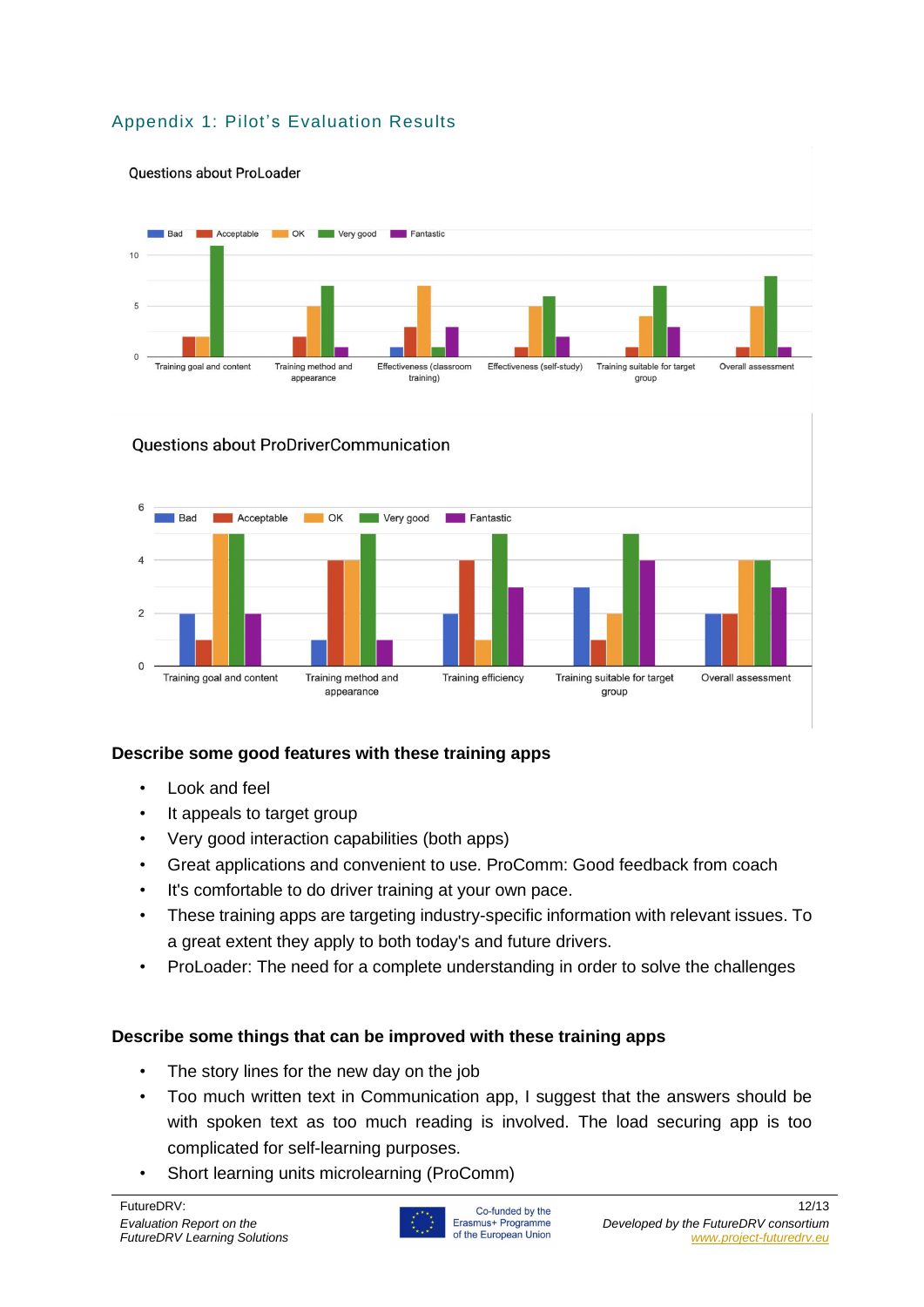## Appendix 1: Pilot's Evaluation Results

Questions about ProLoader

Questions about ProDriverCommunication

**Describe some good features with these training apps**

- Look and feel
- It appeals to target group
- Very good interaction capabilities (both apps)
- Great applications and convenient to use. ProComm: Good feedback from coach
- It's comfortable to do driver training at your own pace.
- These training apps are targeting industry-specific information with relevant issues. To a great extent they apply to both today's and future drivers.
- ProLoader: The need for a complete understanding in order to solve the challenges

**Describe some things that can be improved with these training apps**

- The story lines for the new day on the job
- Too much written text in Communication app, I suggest that the answers should be with spoken text as too much reading is involved. The load securing app is too complicated for self-learning purposes.
- Short learning units microlearning (ProComm)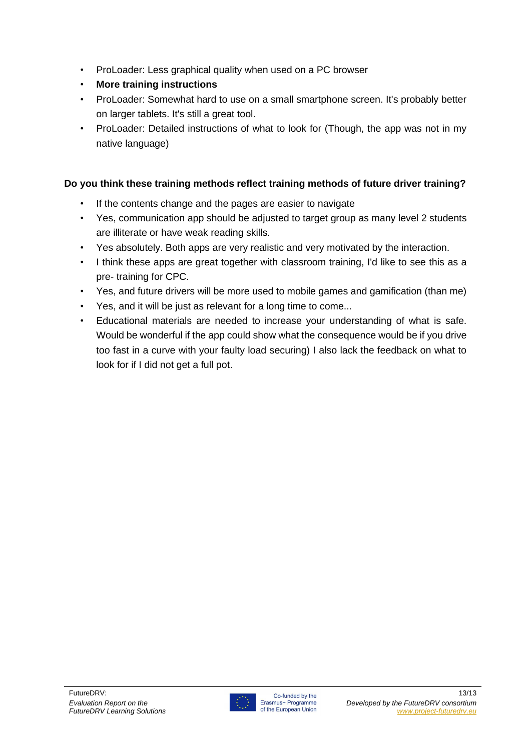- ProLoader: Less graphical quality when used on a PC browser
- **More training instructions**
- ProLoader: Somewhat hard to use on a small smartphone screen. It's probably better on larger tablets. It's still a great tool.
- ProLoader: Detailed instructions of what to look for (Though, the app was not in my native language)

**Do you think these training methods reflect training methods of future driver training?**

- If the contents change and the pages are easier to navigate
- Yes, communication app should be adjusted to target group as many level 2 students are illiterate or have weak reading skills.
- Yes absolutely. Both apps are very realistic and very motivated by the interaction.
- I think these apps are great together with classroom training, I'd like to see this as a pre- training for CPC.
- Yes, and future drivers will be more used to mobile games and gamification (than me)
- Yes, and it will be just as relevant for a long time to come...
- Educational materials are needed to increase your understanding of what is safe. Would be wonderful if the app could show what the consequence would be if you drive too fast in a curve with your faulty load securing) I also lack the feedback on what to look for if I did not get a full pot.